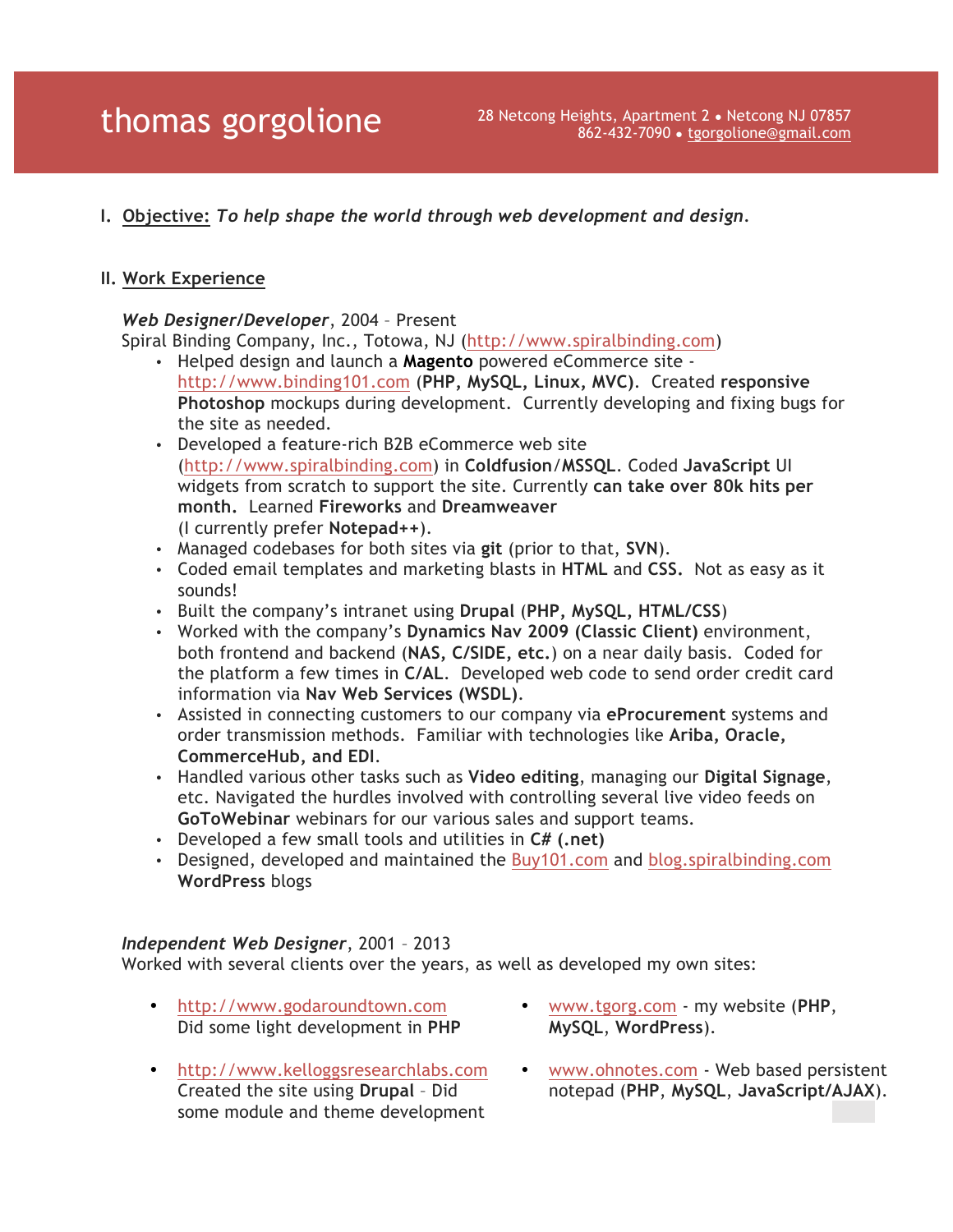# thomas gorgolione

28 Netcong Heights, Apartment 2 • Netcong NJ 07857
862-432-7090 • tgorgolione@gmail.com

## I. Objective: *To help shape the world through web development and design.*

## II. Work Experience

***Web Designer/Developer***, 2004 – Present
Spiral Binding Company, Inc., Totowa, NJ (http://www.spiralbinding.com)

- Helped design and launch a **Magento** powered eCommerce site - http://www.binding101.com (**PHP, MySQL, Linux, MVC)**. Created **responsive Photoshop** mockups during development. Currently developing and fixing bugs for the site as needed.
- Developed a feature-rich B2B eCommerce web site (http://www.spiralbinding.com) in **Coldfusion**/**MSSQL**. Coded **JavaScript** UI widgets from scratch to support the site. Currently **can take over 80k hits per month.** Learned **Fireworks** and **Dreamweaver** (I currently prefer **Notepad++**).
- Managed codebases for both sites via **git** (prior to that, **SVN**).
- Coded email templates and marketing blasts in **HTML** and **CSS.** Not as easy as it sounds!
- Built the company's intranet using **Drupal** (**PHP, MySQL, HTML/CSS**)
- Worked with the company's **Dynamics Nav 2009 (Classic Client)** environment, both frontend and backend (**NAS, C/SIDE, etc.**) on a near daily basis. Coded for the platform a few times in **C/AL**. Developed web code to send order credit card information via **Nav Web Services (WSDL)**.
- Assisted in connecting customers to our company via **eProcurement** systems and order transmission methods. Familiar with technologies like **Ariba, Oracle, CommerceHub, and EDI**.
- Handled various other tasks such as **Video editing**, managing our **Digital Signage**, etc. Navigated the hurdles involved with controlling several live video feeds on **GoToWebinar** webinars for our various sales and support teams.
- Developed a few small tools and utilities in **C# (.net)**
- Designed, developed and maintained the Buy101.com and blog.spiralbinding.com **WordPress** blogs

***Independent Web Designer***, 2001 – 2013
Worked with several clients over the years, as well as developed my own sites:

- http://www.godaroundtown.com
  Did some light development in **PHP**
- http://www.kelloggsresearchlabs.com
  Created the site using **Drupal** – Did some module and theme development
- www.tgorg.com - my website (**PHP**, **MySQL**, **WordPress**).
- www.ohnotes.com - Web based persistent notepad (**PHP**, **MySQL**, **JavaScript/AJAX**).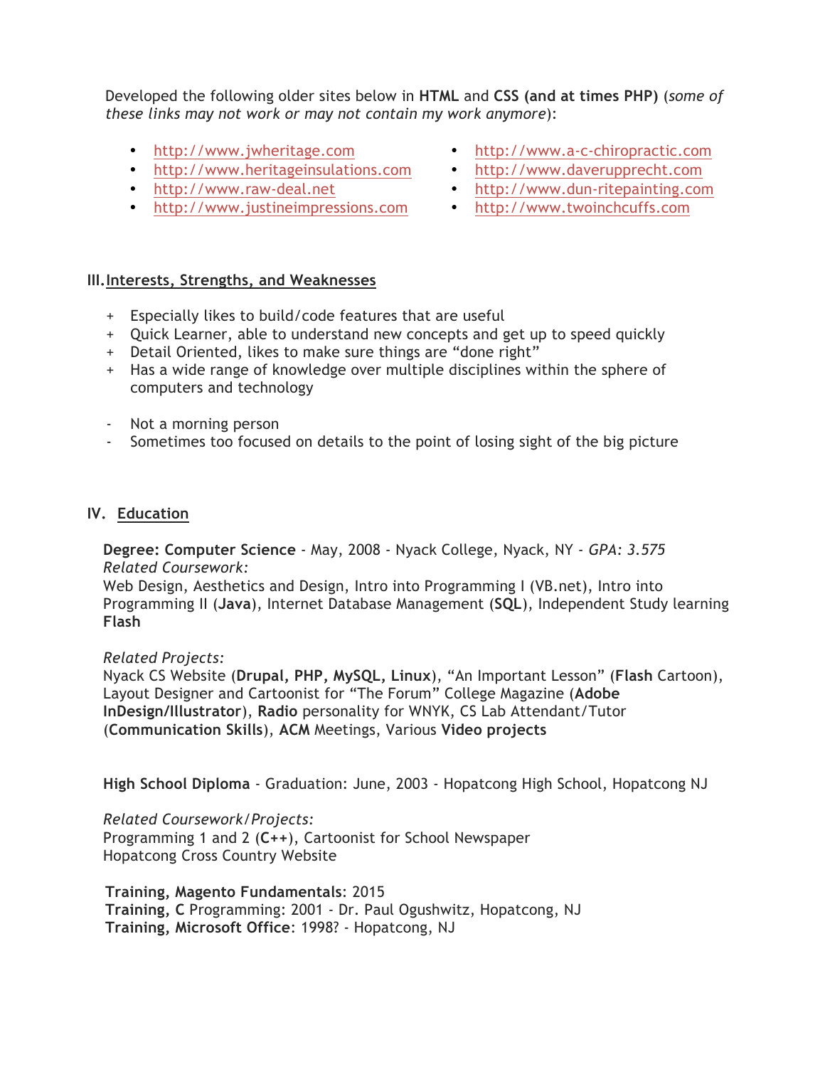Developed the following older sites below in **HTML** and **CSS (and at times PHP)** (*some of these links may not work or may not contain my work anymore*):

- http://www.jwheritage.com
- http://www.heritageinsulations.com
- http://www.raw-deal.net
- http://www.justineimpressions.com
- http://www.a-c-chiropractic.com
- http://www.daverupprecht.com
- http://www.dun-ritepainting.com
- http://www.twoinchcuffs.com

## III. Interests, Strengths, and Weaknesses

+ Especially likes to build/code features that are useful
+ Quick Learner, able to understand new concepts and get up to speed quickly
+ Detail Oriented, likes to make sure things are "done right"
+ Has a wide range of knowledge over multiple disciplines within the sphere of computers and technology

- Not a morning person
- Sometimes too focused on details to the point of losing sight of the big picture

## IV. Education

**Degree: Computer Science** - May, 2008 - Nyack College, Nyack, NY - *GPA: 3.575*
*Related Coursework:*
Web Design, Aesthetics and Design, Intro into Programming I (VB.net), Intro into Programming II (**Java**), Internet Database Management (**SQL**), Independent Study learning **Flash**

*Related Projects:*
Nyack CS Website (**Drupal, PHP, MySQL, Linux**), "An Important Lesson" (**Flash** Cartoon), Layout Designer and Cartoonist for "The Forum" College Magazine (**Adobe InDesign/Illustrator**), **Radio** personality for WNYK, CS Lab Attendant/Tutor (**Communication Skills**), **ACM** Meetings, Various **Video projects**

**High School Diploma** - Graduation: June, 2003 - Hopatcong High School, Hopatcong NJ

*Related Coursework/Projects:*
Programming 1 and 2 (**C++**), Cartoonist for School Newspaper
Hopatcong Cross Country Website

**Training, Magento Fundamentals**: 2015
**Training, C** Programming: 2001 - Dr. Paul Ogushwitz, Hopatcong, NJ
**Training, Microsoft Office**: 1998? - Hopatcong, NJ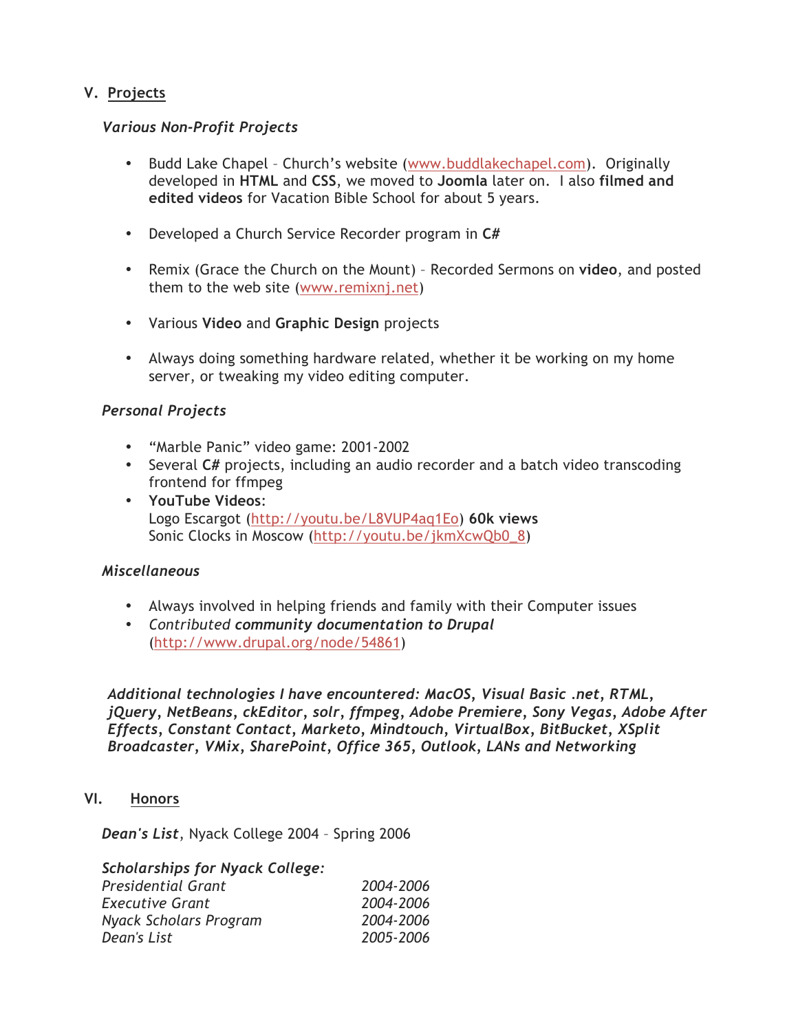## V. Projects

### *Various Non-Profit Projects*

- Budd Lake Chapel – Church's website (www.buddlakechapel.com). Originally developed in **HTML** and **CSS**, we moved to **Joomla** later on. I also **filmed and edited videos** for Vacation Bible School for about 5 years.

- Developed a Church Service Recorder program in **C#**

- Remix (Grace the Church on the Mount) – Recorded Sermons on **video**, and posted them to the web site (www.remixnj.net)

- Various **Video** and **Graphic Design** projects

- Always doing something hardware related, whether it be working on my home server, or tweaking my video editing computer.

### *Personal Projects*

- "Marble Panic" video game: 2001-2002
- Several **C#** projects, including an audio recorder and a batch video transcoding frontend for ffmpeg
- **YouTube Videos**:
  Logo Escargot (http://youtu.be/L8VUP4aq1Eo) **60k views**
  Sonic Clocks in Moscow (http://youtu.be/jkmXcwQb0_8)

### *Miscellaneous*

- Always involved in helping friends and family with their Computer issues
- *Contributed **community documentation to Drupal***
  (http://www.drupal.org/node/54861)

***Additional technologies I have encountered: MacOS, Visual Basic .net, RTML, jQuery, NetBeans, ckEditor, solr, ffmpeg, Adobe Premiere, Sony Vegas, Adobe After Effects, Constant Contact, Marketo, Mindtouch, VirtualBox, BitBucket, XSplit Broadcaster, VMix, SharePoint, Office 365, Outlook, LANs and Networking***

## VI. Honors

***Dean's List***, Nyack College 2004 – Spring 2006

***Scholarships for Nyack College:***

| | |
|---|---|
| *Presidential Grant* | *2004-2006* |
| *Executive Grant* | *2004-2006* |
| *Nyack Scholars Program* | *2004-2006* |
| *Dean's List* | *2005-2006* |